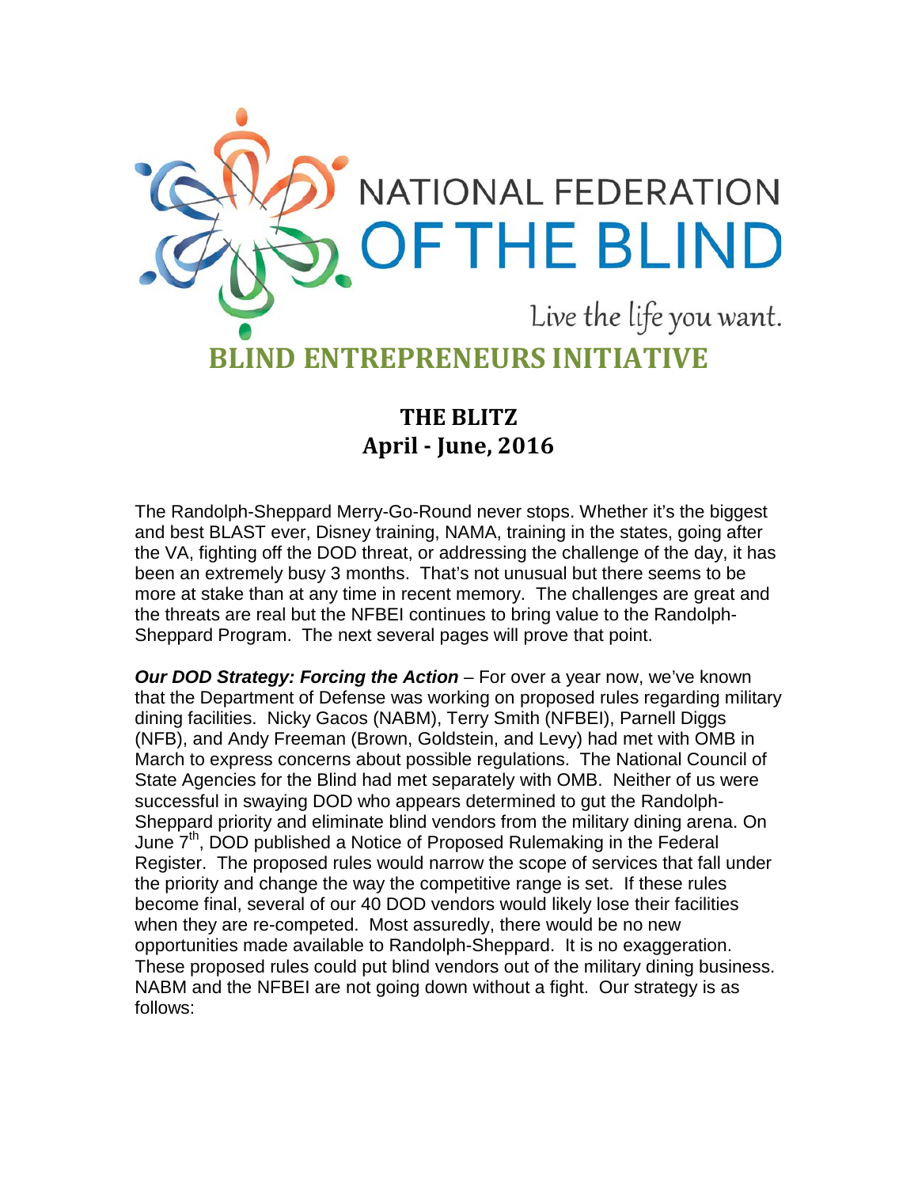# NATIONAL FEDERATION OF THE BLIND

Live the life you want.

## BLIND ENTREPRENEURS INITIATIVE

### THE BLITZ
### April - June, 2016

The Randolph-Sheppard Merry-Go-Round never stops. Whether it's the biggest and best BLAST ever, Disney training, NAMA, training in the states, going after the VA, fighting off the DOD threat, or addressing the challenge of the day, it has been an extremely busy 3 months. That's not unusual but there seems to be more at stake than at any time in recent memory. The challenges are great and the threats are real but the NFBEI continues to bring value to the Randolph-Sheppard Program. The next several pages will prove that point.

***Our DOD Strategy: Forcing the Action*** – For over a year now, we've known that the Department of Defense was working on proposed rules regarding military dining facilities. Nicky Gacos (NABM), Terry Smith (NFBEI), Parnell Diggs (NFB), and Andy Freeman (Brown, Goldstein, and Levy) had met with OMB in March to express concerns about possible regulations. The National Council of State Agencies for the Blind had met separately with OMB. Neither of us were successful in swaying DOD who appears determined to gut the Randolph-Sheppard priority and eliminate blind vendors from the military dining arena. On June 7th, DOD published a Notice of Proposed Rulemaking in the Federal Register. The proposed rules would narrow the scope of services that fall under the priority and change the way the competitive range is set. If these rules become final, several of our 40 DOD vendors would likely lose their facilities when they are re-competed. Most assuredly, there would be no new opportunities made available to Randolph-Sheppard. It is no exaggeration. These proposed rules could put blind vendors out of the military dining business. NABM and the NFBEI are not going down without a fight. Our strategy is as follows: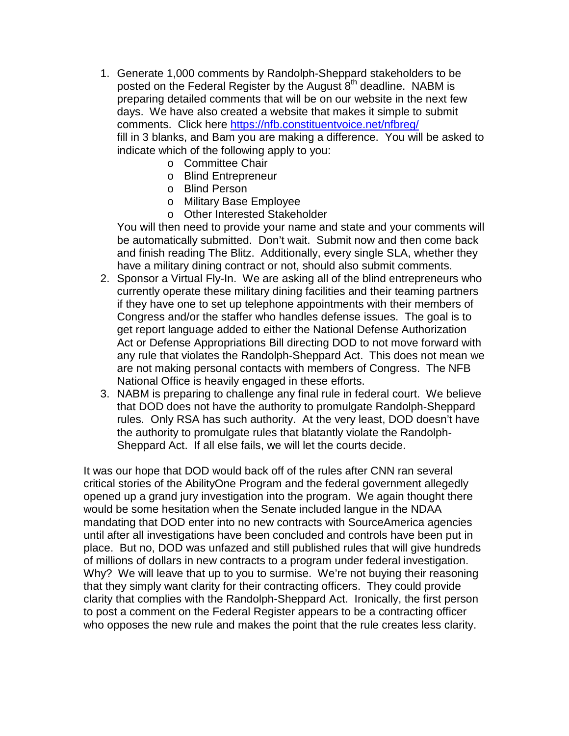1. Generate 1,000 comments by Randolph-Sheppard stakeholders to be posted on the Federal Register by the August 8th deadline. NABM is preparing detailed comments that will be on our website in the next few days. We have also created a website that makes it simple to submit comments. Click here https://nfb.constituentvoice.net/nfbreg/ fill in 3 blanks, and Bam you are making a difference. You will be asked to indicate which of the following apply to you:
   - Committee Chair
   - Blind Entrepreneur
   - Blind Person
   - Military Base Employee
   - Other Interested Stakeholder

   You will then need to provide your name and state and your comments will be automatically submitted. Don't wait. Submit now and then come back and finish reading The Blitz. Additionally, every single SLA, whether they have a military dining contract or not, should also submit comments.
2. Sponsor a Virtual Fly-In. We are asking all of the blind entrepreneurs who currently operate these military dining facilities and their teaming partners if they have one to set up telephone appointments with their members of Congress and/or the staffer who handles defense issues. The goal is to get report language added to either the National Defense Authorization Act or Defense Appropriations Bill directing DOD to not move forward with any rule that violates the Randolph-Sheppard Act. This does not mean we are not making personal contacts with members of Congress. The NFB National Office is heavily engaged in these efforts.
3. NABM is preparing to challenge any final rule in federal court. We believe that DOD does not have the authority to promulgate Randolph-Sheppard rules. Only RSA has such authority. At the very least, DOD doesn't have the authority to promulgate rules that blatantly violate the Randolph-Sheppard Act. If all else fails, we will let the courts decide.

It was our hope that DOD would back off of the rules after CNN ran several critical stories of the AbilityOne Program and the federal government allegedly opened up a grand jury investigation into the program. We again thought there would be some hesitation when the Senate included langue in the NDAA mandating that DOD enter into no new contracts with SourceAmerica agencies until after all investigations have been concluded and controls have been put in place. But no, DOD was unfazed and still published rules that will give hundreds of millions of dollars in new contracts to a program under federal investigation. Why? We will leave that up to you to surmise. We're not buying their reasoning that they simply want clarity for their contracting officers. They could provide clarity that complies with the Randolph-Sheppard Act. Ironically, the first person to post a comment on the Federal Register appears to be a contracting officer who opposes the new rule and makes the point that the rule creates less clarity.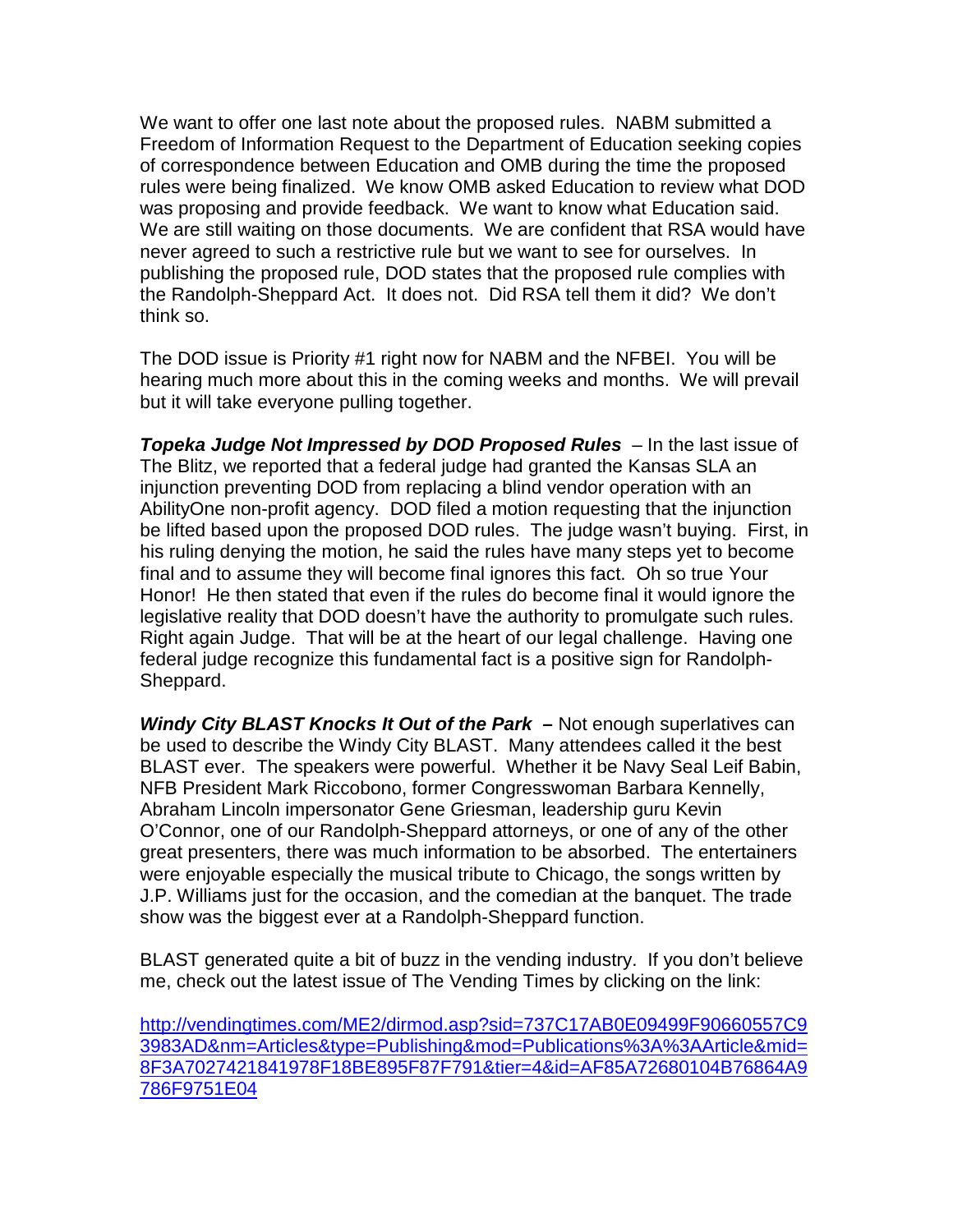We want to offer one last note about the proposed rules. NABM submitted a Freedom of Information Request to the Department of Education seeking copies of correspondence between Education and OMB during the time the proposed rules were being finalized. We know OMB asked Education to review what DOD was proposing and provide feedback. We want to know what Education said. We are still waiting on those documents. We are confident that RSA would have never agreed to such a restrictive rule but we want to see for ourselves. In publishing the proposed rule, DOD states that the proposed rule complies with the Randolph-Sheppard Act. It does not. Did RSA tell them it did? We don't think so.

The DOD issue is Priority #1 right now for NABM and the NFBEI. You will be hearing much more about this in the coming weeks and months. We will prevail but it will take everyone pulling together.

***Topeka Judge Not Impressed by DOD Proposed Rules*** – In the last issue of The Blitz, we reported that a federal judge had granted the Kansas SLA an injunction preventing DOD from replacing a blind vendor operation with an AbilityOne non-profit agency. DOD filed a motion requesting that the injunction be lifted based upon the proposed DOD rules. The judge wasn't buying. First, in his ruling denying the motion, he said the rules have many steps yet to become final and to assume they will become final ignores this fact. Oh so true Your Honor! He then stated that even if the rules do become final it would ignore the legislative reality that DOD doesn't have the authority to promulgate such rules. Right again Judge. That will be at the heart of our legal challenge. Having one federal judge recognize this fundamental fact is a positive sign for Randolph-Sheppard.

***Windy City BLAST Knocks It Out of the Park*** **–** Not enough superlatives can be used to describe the Windy City BLAST. Many attendees called it the best BLAST ever. The speakers were powerful. Whether it be Navy Seal Leif Babin, NFB President Mark Riccobono, former Congresswoman Barbara Kennelly, Abraham Lincoln impersonator Gene Griesman, leadership guru Kevin O'Connor, one of our Randolph-Sheppard attorneys, or one of any of the other great presenters, there was much information to be absorbed. The entertainers were enjoyable especially the musical tribute to Chicago, the songs written by J.P. Williams just for the occasion, and the comedian at the banquet. The trade show was the biggest ever at a Randolph-Sheppard function.

BLAST generated quite a bit of buzz in the vending industry. If you don't believe me, check out the latest issue of The Vending Times by clicking on the link:

http://vendingtimes.com/ME2/dirmod.asp?sid=737C17AB0E09499F90660557C93983AD&nm=Articles&type=Publishing&mod=Publications%3A%3AArticle&mid=8F3A7027421841978F18BE895F87F791&tier=4&id=AF85A72680104B76864A9786F9751E04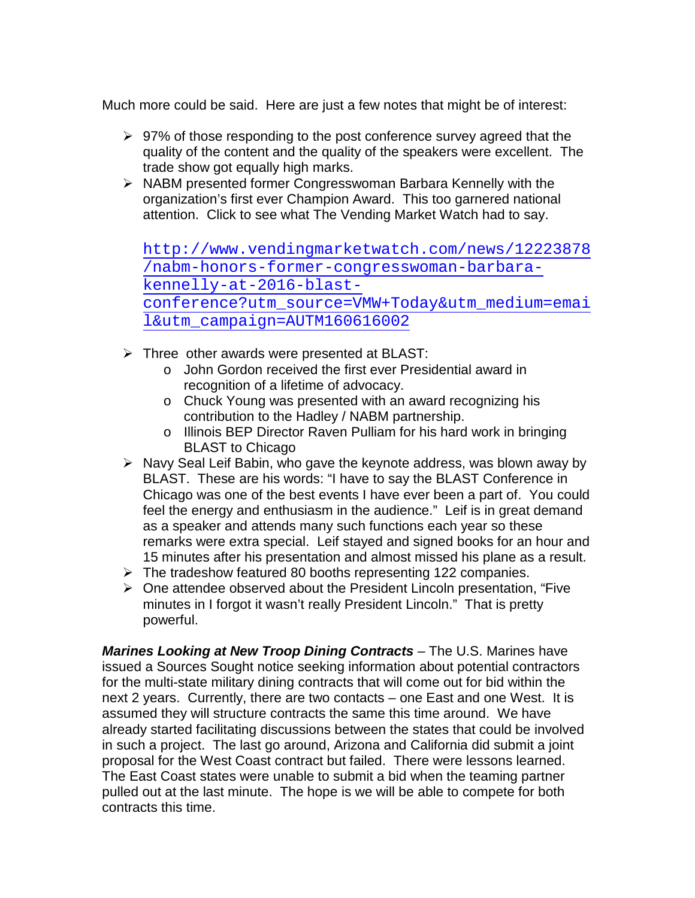Much more could be said. Here are just a few notes that might be of interest:

- 97% of those responding to the post conference survey agreed that the quality of the content and the quality of the speakers were excellent. The trade show got equally high marks.
- NABM presented former Congresswoman Barbara Kennelly with the organization's first ever Champion Award. This too garnered national attention. Click to see what The Vending Market Watch had to say.

  http://www.vendingmarketwatch.com/news/12223878/nabm-honors-former-congresswoman-barbara-kennelly-at-2016-blast-conference?utm_source=VMW+Today&utm_medium=email&utm_campaign=AUTM160616002

- Three other awards were presented at BLAST:
  - John Gordon received the first ever Presidential award in recognition of a lifetime of advocacy.
  - Chuck Young was presented with an award recognizing his contribution to the Hadley / NABM partnership.
  - Illinois BEP Director Raven Pulliam for his hard work in bringing BLAST to Chicago
- Navy Seal Leif Babin, who gave the keynote address, was blown away by BLAST. These are his words: "I have to say the BLAST Conference in Chicago was one of the best events I have ever been a part of. You could feel the energy and enthusiasm in the audience." Leif is in great demand as a speaker and attends many such functions each year so these remarks were extra special. Leif stayed and signed books for an hour and 15 minutes after his presentation and almost missed his plane as a result.
- The tradeshow featured 80 booths representing 122 companies.
- One attendee observed about the President Lincoln presentation, "Five minutes in I forgot it wasn't really President Lincoln." That is pretty powerful.

***Marines Looking at New Troop Dining Contracts*** – The U.S. Marines have issued a Sources Sought notice seeking information about potential contractors for the multi-state military dining contracts that will come out for bid within the next 2 years. Currently, there are two contacts – one East and one West. It is assumed they will structure contracts the same this time around. We have already started facilitating discussions between the states that could be involved in such a project. The last go around, Arizona and California did submit a joint proposal for the West Coast contract but failed. There were lessons learned. The East Coast states were unable to submit a bid when the teaming partner pulled out at the last minute. The hope is we will be able to compete for both contracts this time.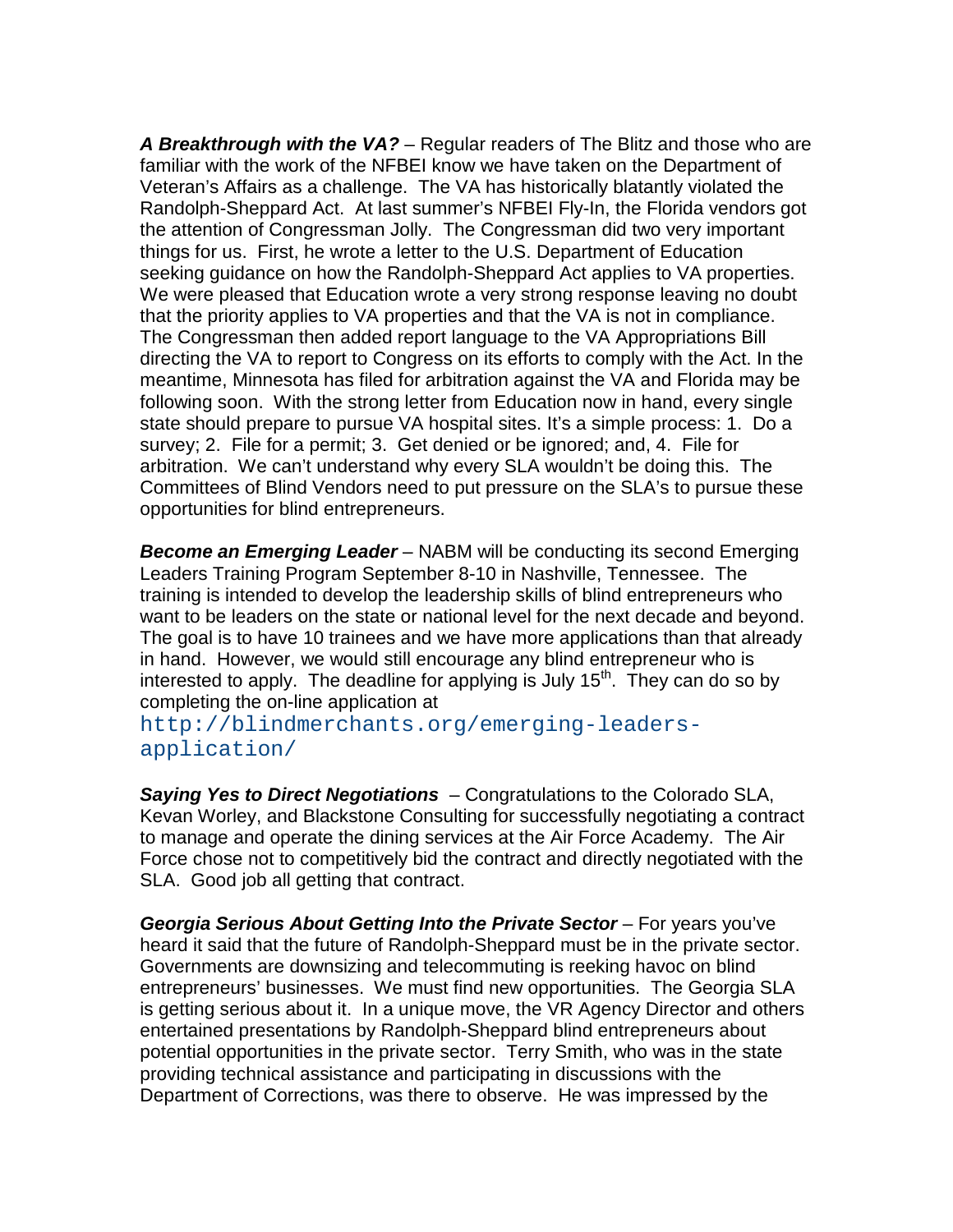***A Breakthrough with the VA?*** – Regular readers of The Blitz and those who are familiar with the work of the NFBEI know we have taken on the Department of Veteran's Affairs as a challenge. The VA has historically blatantly violated the Randolph-Sheppard Act. At last summer's NFBEI Fly-In, the Florida vendors got the attention of Congressman Jolly. The Congressman did two very important things for us. First, he wrote a letter to the U.S. Department of Education seeking guidance on how the Randolph-Sheppard Act applies to VA properties. We were pleased that Education wrote a very strong response leaving no doubt that the priority applies to VA properties and that the VA is not in compliance. The Congressman then added report language to the VA Appropriations Bill directing the VA to report to Congress on its efforts to comply with the Act. In the meantime, Minnesota has filed for arbitration against the VA and Florida may be following soon. With the strong letter from Education now in hand, every single state should prepare to pursue VA hospital sites. It's a simple process: 1. Do a survey; 2. File for a permit; 3. Get denied or be ignored; and, 4. File for arbitration. We can't understand why every SLA wouldn't be doing this. The Committees of Blind Vendors need to put pressure on the SLA's to pursue these opportunities for blind entrepreneurs.

***Become an Emerging Leader*** – NABM will be conducting its second Emerging Leaders Training Program September 8-10 in Nashville, Tennessee. The training is intended to develop the leadership skills of blind entrepreneurs who want to be leaders on the state or national level for the next decade and beyond. The goal is to have 10 trainees and we have more applications than that already in hand. However, we would still encourage any blind entrepreneur who is interested to apply. The deadline for applying is July 15th. They can do so by completing the on-line application at http://blindmerchants.org/emerging-leaders-application/

***Saying Yes to Direct Negotiations*** – Congratulations to the Colorado SLA, Kevan Worley, and Blackstone Consulting for successfully negotiating a contract to manage and operate the dining services at the Air Force Academy. The Air Force chose not to competitively bid the contract and directly negotiated with the SLA. Good job all getting that contract.

***Georgia Serious About Getting Into the Private Sector*** – For years you've heard it said that the future of Randolph-Sheppard must be in the private sector. Governments are downsizing and telecommuting is reeking havoc on blind entrepreneurs' businesses. We must find new opportunities. The Georgia SLA is getting serious about it. In a unique move, the VR Agency Director and others entertained presentations by Randolph-Sheppard blind entrepreneurs about potential opportunities in the private sector. Terry Smith, who was in the state providing technical assistance and participating in discussions with the Department of Corrections, was there to observe. He was impressed by the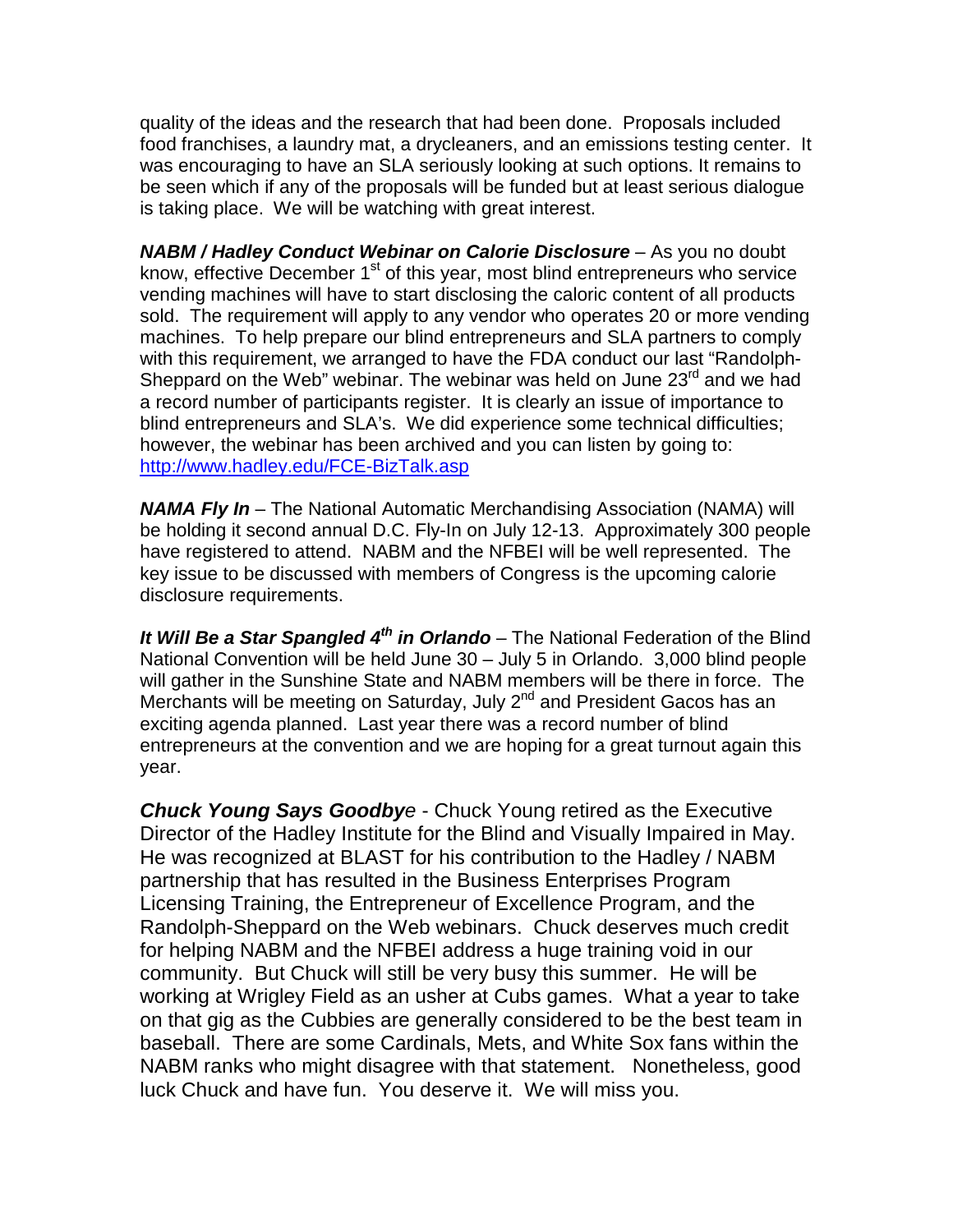quality of the ideas and the research that had been done. Proposals included food franchises, a laundry mat, a drycleaners, and an emissions testing center. It was encouraging to have an SLA seriously looking at such options. It remains to be seen which if any of the proposals will be funded but at least serious dialogue is taking place. We will be watching with great interest.

***NABM / Hadley Conduct Webinar on Calorie Disclosure*** – As you no doubt know, effective December 1st of this year, most blind entrepreneurs who service vending machines will have to start disclosing the caloric content of all products sold. The requirement will apply to any vendor who operates 20 or more vending machines. To help prepare our blind entrepreneurs and SLA partners to comply with this requirement, we arranged to have the FDA conduct our last "Randolph-Sheppard on the Web" webinar. The webinar was held on June 23rd and we had a record number of participants register. It is clearly an issue of importance to blind entrepreneurs and SLA's. We did experience some technical difficulties; however, the webinar has been archived and you can listen by going to: http://www.hadley.edu/FCE-BizTalk.asp

***NAMA Fly In*** – The National Automatic Merchandising Association (NAMA) will be holding it second annual D.C. Fly-In on July 12-13. Approximately 300 people have registered to attend. NABM and the NFBEI will be well represented. The key issue to be discussed with members of Congress is the upcoming calorie disclosure requirements.

***It Will Be a Star Spangled 4th in Orlando*** – The National Federation of the Blind National Convention will be held June 30 – July 5 in Orlando. 3,000 blind people will gather in the Sunshine State and NABM members will be there in force. The Merchants will be meeting on Saturday, July 2nd and President Gacos has an exciting agenda planned. Last year there was a record number of blind entrepreneurs at the convention and we are hoping for a great turnout again this year.

***Chuck Young Says Goodbye*** - Chuck Young retired as the Executive Director of the Hadley Institute for the Blind and Visually Impaired in May. He was recognized at BLAST for his contribution to the Hadley / NABM partnership that has resulted in the Business Enterprises Program Licensing Training, the Entrepreneur of Excellence Program, and the Randolph-Sheppard on the Web webinars. Chuck deserves much credit for helping NABM and the NFBEI address a huge training void in our community. But Chuck will still be very busy this summer. He will be working at Wrigley Field as an usher at Cubs games. What a year to take on that gig as the Cubbies are generally considered to be the best team in baseball. There are some Cardinals, Mets, and White Sox fans within the NABM ranks who might disagree with that statement. Nonetheless, good luck Chuck and have fun. You deserve it. We will miss you.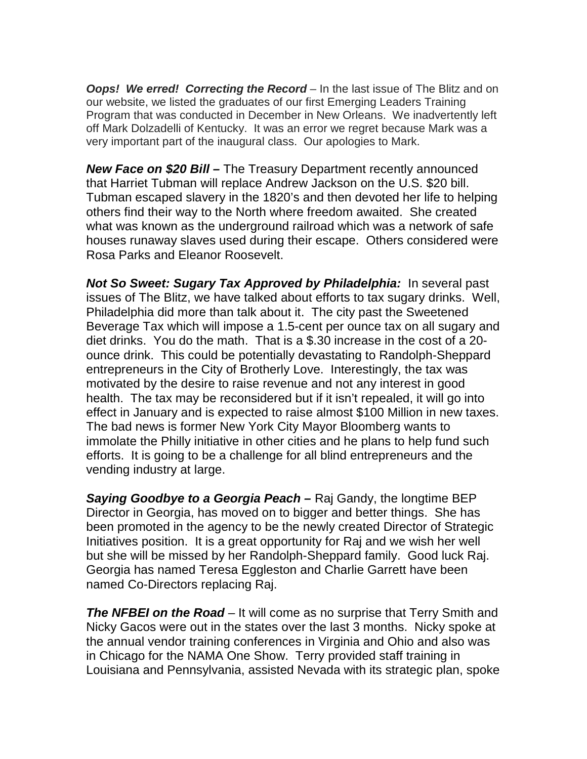***Oops! We erred! Correcting the Record*** – In the last issue of The Blitz and on our website, we listed the graduates of our first Emerging Leaders Training Program that was conducted in December in New Orleans. We inadvertently left off Mark Dolzadelli of Kentucky. It was an error we regret because Mark was a very important part of the inaugural class. Our apologies to Mark.

***New Face on $20 Bill –*** The Treasury Department recently announced that Harriet Tubman will replace Andrew Jackson on the U.S. $20 bill. Tubman escaped slavery in the 1820's and then devoted her life to helping others find their way to the North where freedom awaited. She created what was known as the underground railroad which was a network of safe houses runaway slaves used during their escape. Others considered were Rosa Parks and Eleanor Roosevelt.

***Not So Sweet: Sugary Tax Approved by Philadelphia:*** In several past issues of The Blitz, we have talked about efforts to tax sugary drinks. Well, Philadelphia did more than talk about it. The city past the Sweetened Beverage Tax which will impose a 1.5-cent per ounce tax on all sugary and diet drinks. You do the math. That is a $.30 increase in the cost of a 20-ounce drink. This could be potentially devastating to Randolph-Sheppard entrepreneurs in the City of Brotherly Love. Interestingly, the tax was motivated by the desire to raise revenue and not any interest in good health. The tax may be reconsidered but if it isn't repealed, it will go into effect in January and is expected to raise almost $100 Million in new taxes. The bad news is former New York City Mayor Bloomberg wants to immolate the Philly initiative in other cities and he plans to help fund such efforts. It is going to be a challenge for all blind entrepreneurs and the vending industry at large.

***Saying Goodbye to a Georgia Peach –*** Raj Gandy, the longtime BEP Director in Georgia, has moved on to bigger and better things. She has been promoted in the agency to be the newly created Director of Strategic Initiatives position. It is a great opportunity for Raj and we wish her well but she will be missed by her Randolph-Sheppard family. Good luck Raj. Georgia has named Teresa Eggleston and Charlie Garrett have been named Co-Directors replacing Raj.

***The NFBEI on the Road*** – It will come as no surprise that Terry Smith and Nicky Gacos were out in the states over the last 3 months. Nicky spoke at the annual vendor training conferences in Virginia and Ohio and also was in Chicago for the NAMA One Show. Terry provided staff training in Louisiana and Pennsylvania, assisted Nevada with its strategic plan, spoke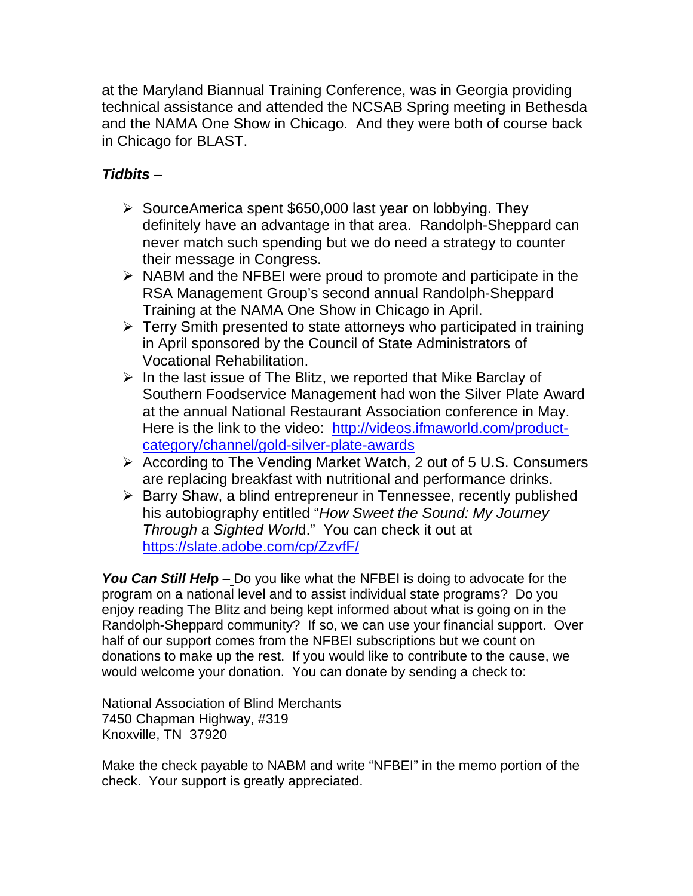at the Maryland Biannual Training Conference, was in Georgia providing technical assistance and attended the NCSAB Spring meeting in Bethesda and the NAMA One Show in Chicago. And they were both of course back in Chicago for BLAST.

***Tidbits*** –

- SourceAmerica spent $650,000 last year on lobbying. They definitely have an advantage in that area. Randolph-Sheppard can never match such spending but we do need a strategy to counter their message in Congress.
- NABM and the NFBEI were proud to promote and participate in the RSA Management Group's second annual Randolph-Sheppard Training at the NAMA One Show in Chicago in April.
- Terry Smith presented to state attorneys who participated in training in April sponsored by the Council of State Administrators of Vocational Rehabilitation.
- In the last issue of The Blitz, we reported that Mike Barclay of Southern Foodservice Management had won the Silver Plate Award at the annual National Restaurant Association conference in May. Here is the link to the video: [http://videos.ifmaworld.com/product-category/channel/gold-silver-plate-awards](http://videos.ifmaworld.com/product-category/channel/gold-silver-plate-awards)
- According to The Vending Market Watch, 2 out of 5 U.S. Consumers are replacing breakfast with nutritional and performance drinks.
- Barry Shaw, a blind entrepreneur in Tennessee, recently published his autobiography entitled "*How Sweet the Sound: My Journey Through a Sighted World*." You can check it out at [https://slate.adobe.com/cp/ZzvfF/](https://slate.adobe.com/cp/ZzvfF/)

***You Can Still Help*** – Do you like what the NFBEI is doing to advocate for the program on a national level and to assist individual state programs? Do you enjoy reading The Blitz and being kept informed about what is going on in the Randolph-Sheppard community? If so, we can use your financial support. Over half of our support comes from the NFBEI subscriptions but we count on donations to make up the rest. If you would like to contribute to the cause, we would welcome your donation. You can donate by sending a check to:

National Association of Blind Merchants
7450 Chapman Highway, #319
Knoxville, TN 37920

Make the check payable to NABM and write "NFBEI" in the memo portion of the check. Your support is greatly appreciated.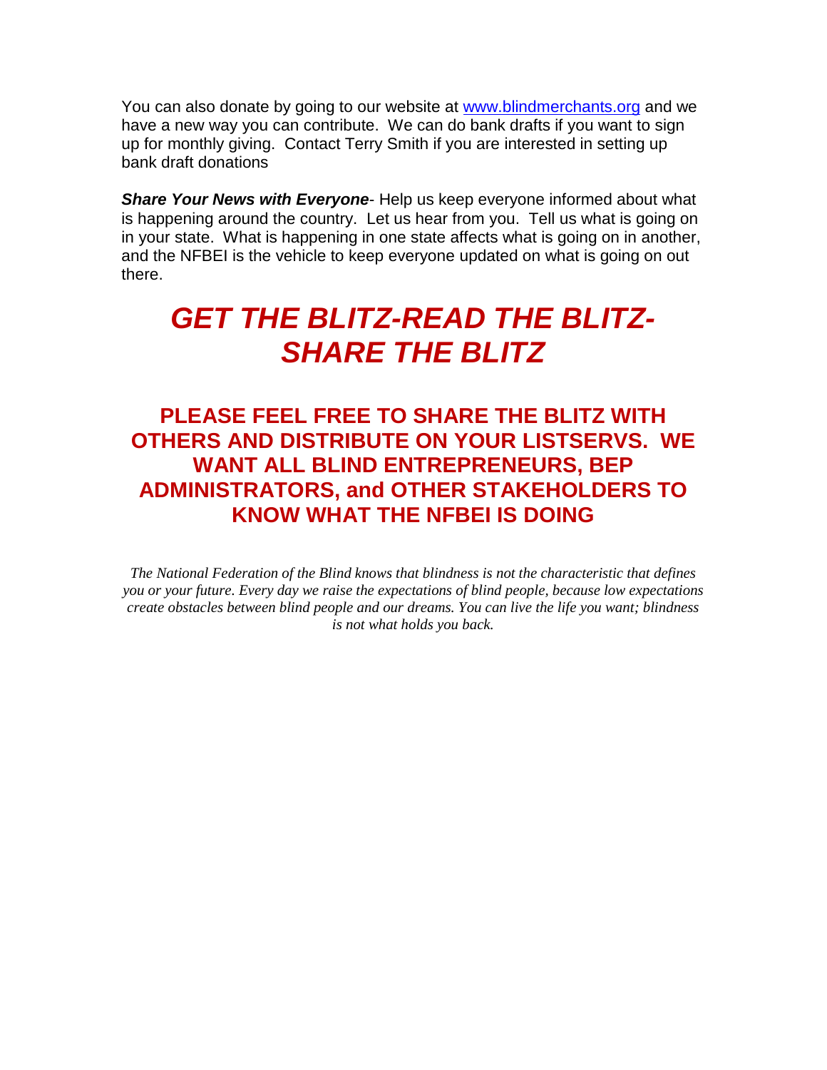You can also donate by going to our website at www.blindmerchants.org and we have a new way you can contribute. We can do bank drafts if you want to sign up for monthly giving. Contact Terry Smith if you are interested in setting up bank draft donations

***Share Your News with Everyone***- Help us keep everyone informed about what is happening around the country. Let us hear from you. Tell us what is going on in your state. What is happening in one state affects what is going on in another, and the NFBEI is the vehicle to keep everyone updated on what is going on out there.

# *GET THE BLITZ-READ THE BLITZ-SHARE THE BLITZ*

## PLEASE FEEL FREE TO SHARE THE BLITZ WITH OTHERS AND DISTRIBUTE ON YOUR LISTSERVS. WE WANT ALL BLIND ENTREPRENEURS, BEP ADMINISTRATORS, and OTHER STAKEHOLDERS TO KNOW WHAT THE NFBEI IS DOING

*The National Federation of the Blind knows that blindness is not the characteristic that defines you or your future. Every day we raise the expectations of blind people, because low expectations create obstacles between blind people and our dreams. You can live the life you want; blindness is not what holds you back.*